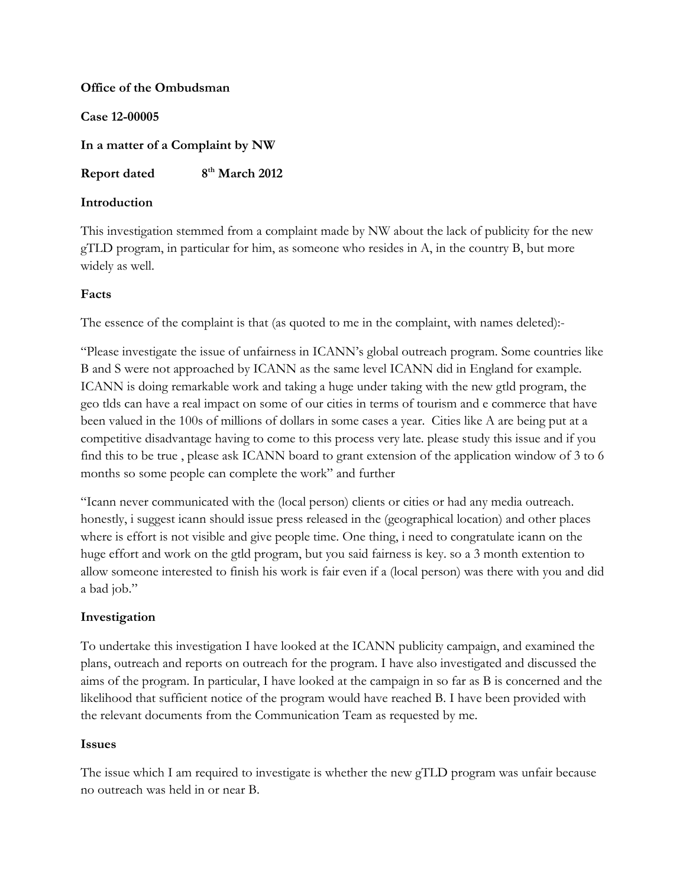**Office of the Ombudsman**

**Case 12-00005**

**In a matter of a Complaint by NW**

**Report dated 8th March 2012**

**Introduction**

This investigation stemmed from a complaint made by NW about the lack of publicity for the new gTLD program, in particular for him, as someone who resides in A, in the country B, but more widely as well.

**Facts**

The essence of the complaint is that (as quoted to me in the complaint, with names deleted):-

"Please investigate the issue of unfairness in ICANN's global outreach program. Some countries like B and S were not approached by ICANN as the same level ICANN did in England for example. ICANN is doing remarkable work and taking a huge under taking with the new gtld program, the geo tlds can have a real impact on some of our cities in terms of tourism and e commerce that have been valued in the 100s of millions of dollars in some cases a year. Cities like A are being put at a competitive disadvantage having to come to this process very late. please study this issue and if you find this to be true , please ask ICANN board to grant extension of the application window of 3 to 6 months so some people can complete the work" and further

"Icann never communicated with the (local person) clients or cities or had any media outreach. honestly, i suggest icann should issue press released in the (geographical location) and other places where is effort is not visible and give people time. One thing, i need to congratulate icann on the huge effort and work on the gtld program, but you said fairness is key. so a 3 month extention to allow someone interested to finish his work is fair even if a (local person) was there with you and did a bad job."

**Investigation**

To undertake this investigation I have looked at the ICANN publicity campaign, and examined the plans, outreach and reports on outreach for the program. I have also investigated and discussed the aims of the program. In particular, I have looked at the campaign in so far as B is concerned and the likelihood that sufficient notice of the program would have reached B. I have been provided with the relevant documents from the Communication Team as requested by me.

**Issues**

The issue which I am required to investigate is whether the new gTLD program was unfair because no outreach was held in or near B.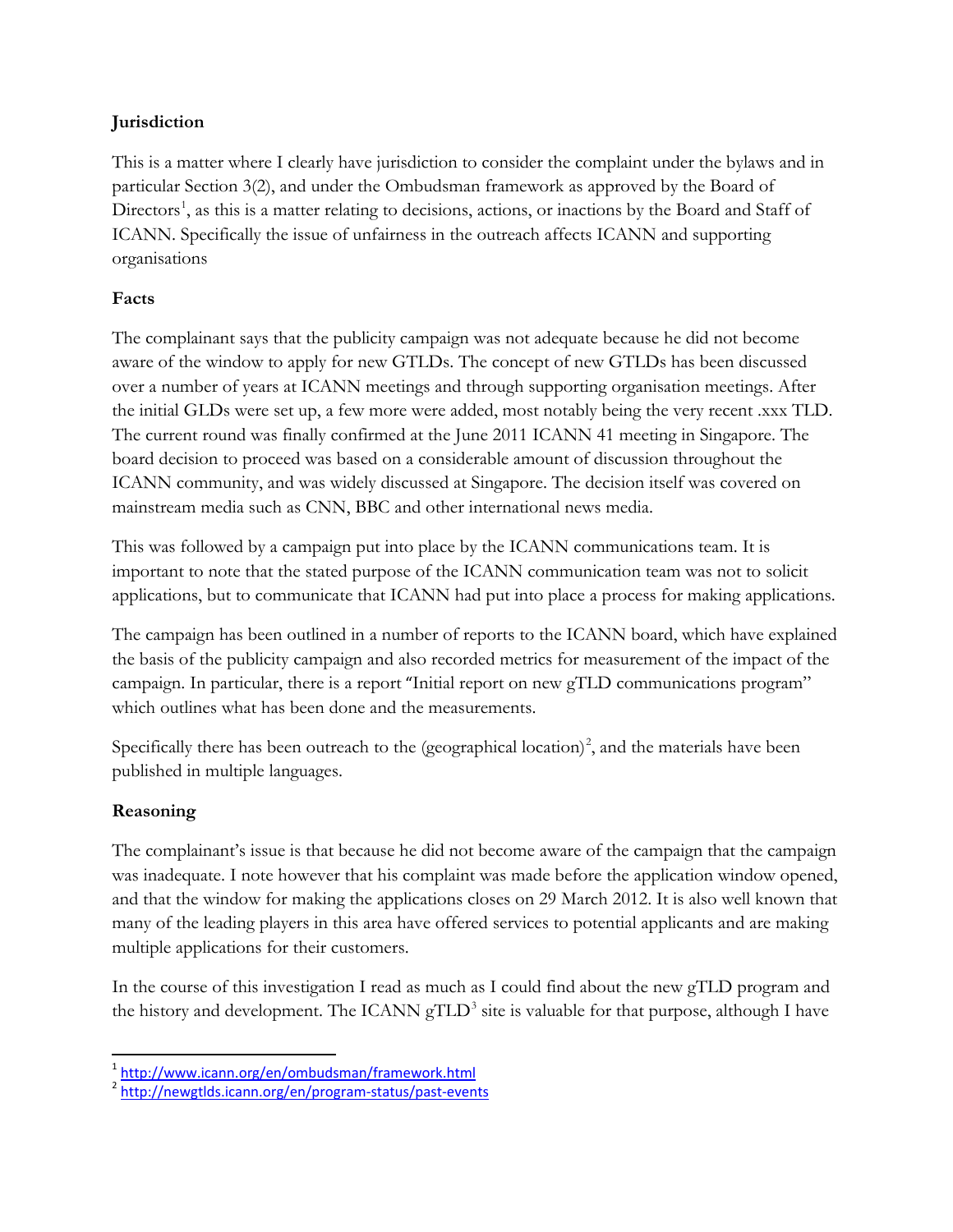**Jurisdiction**

This is a matter where I clearly have jurisdiction to consider the complaint under the bylaws and in particular Section 3(2), and under the Ombudsman framework as approved by the Board of Directors[1], as this is a matter relating to decisions, actions, or inactions by the Board and Staff of ICANN. Specifically the issue of unfairness in the outreach affects ICANN and supporting organisations

**Facts**

The complainant says that the publicity campaign was not adequate because he did not become aware of the window to apply for new GTLDs. The concept of new GTLDs has been discussed over a number of years at ICANN meetings and through supporting organisation meetings. After the initial GLDs were set up, a few more were added, most notably being the very recent .xxx TLD. The current round was finally confirmed at the June 2011 ICANN 41 meeting in Singapore. The board decision to proceed was based on a considerable amount of discussion throughout the ICANN community, and was widely discussed at Singapore. The decision itself was covered on mainstream media such as CNN, BBC and other international news media.

This was followed by a campaign put into place by the ICANN communications team. It is important to note that the stated purpose of the ICANN communication team was not to solicit applications, but to communicate that ICANN had put into place a process for making applications.

The campaign has been outlined in a number of reports to the ICANN board, which have explained the basis of the publicity campaign and also recorded metrics for measurement of the impact of the campaign. In particular, there is a report "Initial report on new gTLD communications program" which outlines what has been done and the measurements.

Specifically there has been outreach to the (geographical location)[2], and the materials have been published in multiple languages.

**Reasoning**

The complainant's issue is that because he did not become aware of the campaign that the campaign was inadequate. I note however that his complaint was made before the application window opened, and that the window for making the applications closes on 29 March 2012. It is also well known that many of the leading players in this area have offered services to potential applicants and are making multiple applications for their customers.

In the course of this investigation I read as much as I could find about the new gTLD program and the history and development. The ICANN gTLD[3] site is valuable for that purpose, although I have

---

[1] http://www.icann.org/en/ombudsman/framework.html

[2] http://newgtlds.icann.org/en/program-status/past-events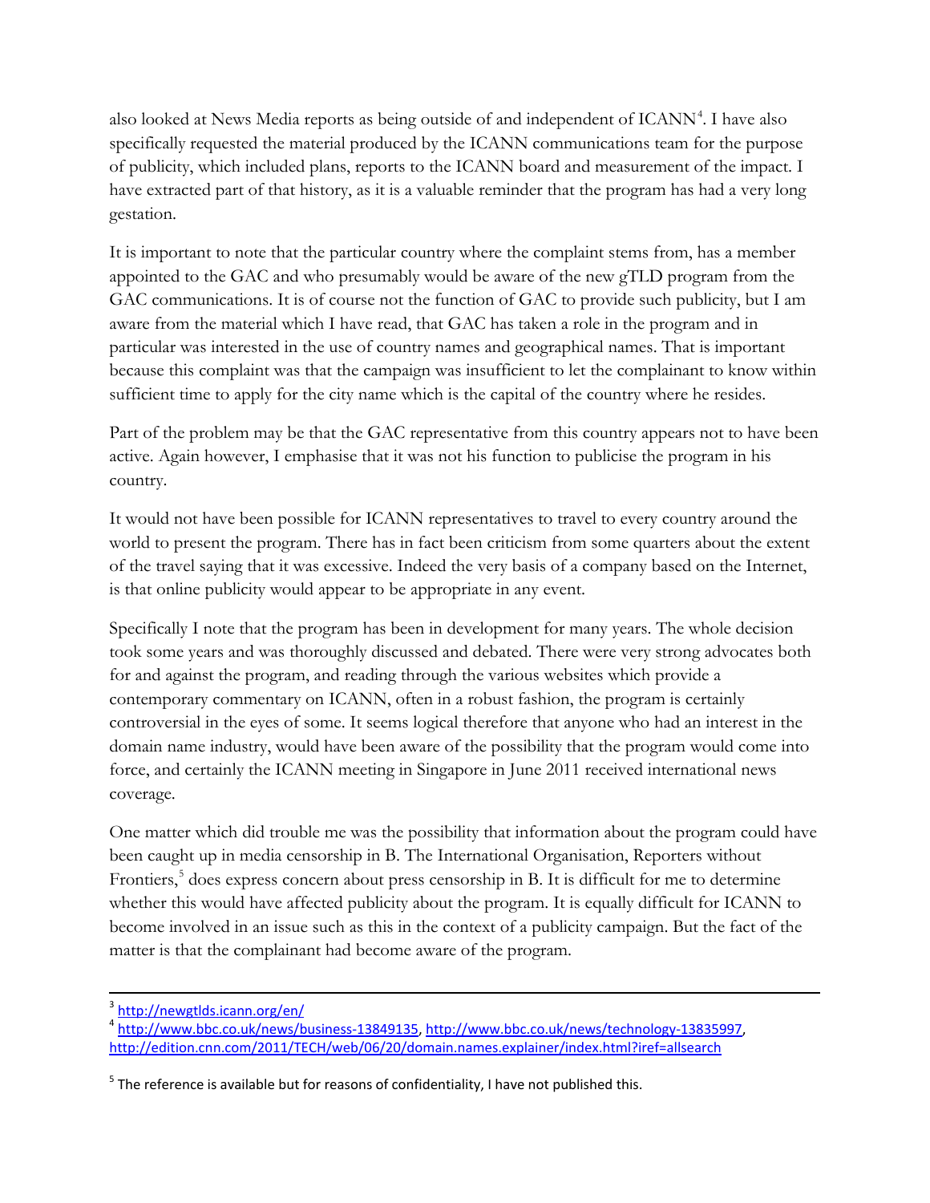also looked at News Media reports as being outside of and independent of ICANN[4]. I have also specifically requested the material produced by the ICANN communications team for the purpose of publicity, which included plans, reports to the ICANN board and measurement of the impact. I have extracted part of that history, as it is a valuable reminder that the program has had a very long gestation.

It is important to note that the particular country where the complaint stems from, has a member appointed to the GAC and who presumably would be aware of the new gTLD program from the GAC communications. It is of course not the function of GAC to provide such publicity, but I am aware from the material which I have read, that GAC has taken a role in the program and in particular was interested in the use of country names and geographical names. That is important because this complaint was that the campaign was insufficient to let the complainant to know within sufficient time to apply for the city name which is the capital of the country where he resides.

Part of the problem may be that the GAC representative from this country appears not to have been active. Again however, I emphasise that it was not his function to publicise the program in his country.

It would not have been possible for ICANN representatives to travel to every country around the world to present the program. There has in fact been criticism from some quarters about the extent of the travel saying that it was excessive. Indeed the very basis of a company based on the Internet, is that online publicity would appear to be appropriate in any event.

Specifically I note that the program has been in development for many years. The whole decision took some years and was thoroughly discussed and debated. There were very strong advocates both for and against the program, and reading through the various websites which provide a contemporary commentary on ICANN, often in a robust fashion, the program is certainly controversial in the eyes of some. It seems logical therefore that anyone who had an interest in the domain name industry, would have been aware of the possibility that the program would come into force, and certainly the ICANN meeting in Singapore in June 2011 received international news coverage.

One matter which did trouble me was the possibility that information about the program could have been caught up in media censorship in B. The International Organisation, Reporters without Frontiers,[5] does express concern about press censorship in B. It is difficult for me to determine whether this would have affected publicity about the program. It is equally difficult for ICANN to become involved in an issue such as this in the context of a publicity campaign. But the fact of the matter is that the complainant had become aware of the program.

---

[3] http://newgtlds.icann.org/en/

[4] http://www.bbc.co.uk/news/business-13849135, http://www.bbc.co.uk/news/technology-13835997, http://edition.cnn.com/2011/TECH/web/06/20/domain.names.explainer/index.html?iref=allsearch

[5] The reference is available but for reasons of confidentiality, I have not published this.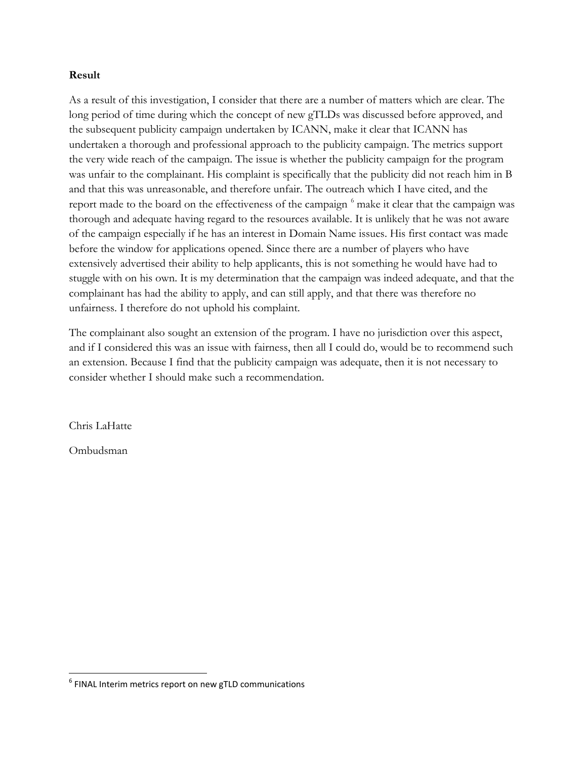**Result**

As a result of this investigation, I consider that there are a number of matters which are clear. The long period of time during which the concept of new gTLDs was discussed before approved, and the subsequent publicity campaign undertaken by ICANN, make it clear that ICANN has undertaken a thorough and professional approach to the publicity campaign. The metrics support the very wide reach of the campaign. The issue is whether the publicity campaign for the program was unfair to the complainant. His complaint is specifically that the publicity did not reach him in B and that this was unreasonable, and therefore unfair. The outreach which I have cited, and the report made to the board on the effectiveness of the campaign [6] make it clear that the campaign was thorough and adequate having regard to the resources available. It is unlikely that he was not aware of the campaign especially if he has an interest in Domain Name issues. His first contact was made before the window for applications opened. Since there are a number of players who have extensively advertised their ability to help applicants, this is not something he would have had to stuggle with on his own. It is my determination that the campaign was indeed adequate, and that the complainant has had the ability to apply, and can still apply, and that there was therefore no unfairness. I therefore do not uphold his complaint.

The complainant also sought an extension of the program. I have no jurisdiction over this aspect, and if I considered this was an issue with fairness, then all I could do, would be to recommend such an extension. Because I find that the publicity campaign was adequate, then it is not necessary to consider whether I should make such a recommendation.

Chris LaHatte

Ombudsman

[6] FINAL Interim metrics report on new gTLD communications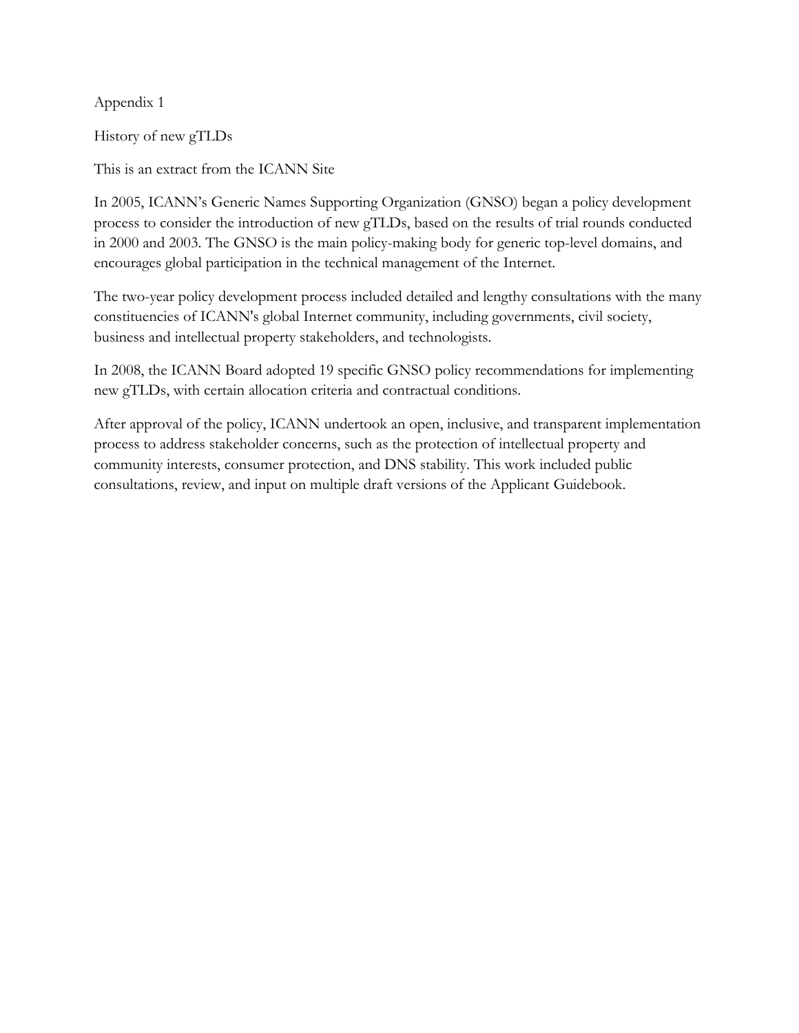Appendix 1

History of new gTLDs

This is an extract from the ICANN Site

In 2005, ICANN's Generic Names Supporting Organization (GNSO) began a policy development process to consider the introduction of new gTLDs, based on the results of trial rounds conducted in 2000 and 2003. The GNSO is the main policy-making body for generic top-level domains, and encourages global participation in the technical management of the Internet.

The two-year policy development process included detailed and lengthy consultations with the many constituencies of ICANN's global Internet community, including governments, civil society, business and intellectual property stakeholders, and technologists.

In 2008, the ICANN Board adopted 19 specific GNSO policy recommendations for implementing new gTLDs, with certain allocation criteria and contractual conditions.

After approval of the policy, ICANN undertook an open, inclusive, and transparent implementation process to address stakeholder concerns, such as the protection of intellectual property and community interests, consumer protection, and DNS stability. This work included public consultations, review, and input on multiple draft versions of the Applicant Guidebook.